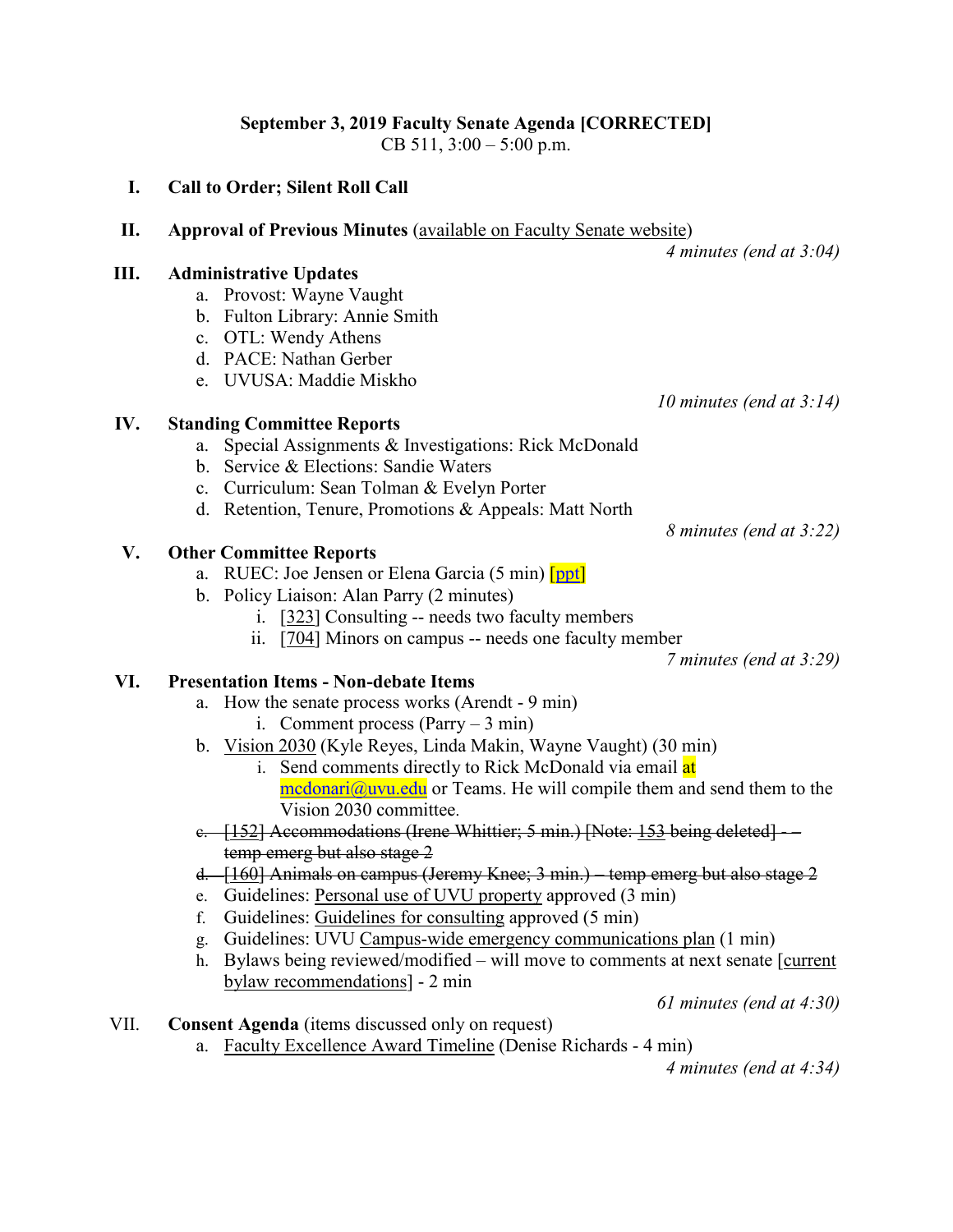**September 3, 2019 Faculty Senate Agenda [CORRECTED]**
CB 511, 3:00 – 5:00 p.m.

**I. Call to Order; Silent Roll Call**

**II. Approval of Previous Minutes** (available on Faculty Senate website)

*4 minutes (end at 3:04)*

**III. Administrative Updates**

a. Provost: Wayne Vaught
b. Fulton Library: Annie Smith
c. OTL: Wendy Athens
d. PACE: Nathan Gerber
e. UVUSA: Maddie Miskho

*10 minutes (end at 3:14)*

**IV. Standing Committee Reports**

a. Special Assignments & Investigations: Rick McDonald
b. Service & Elections: Sandie Waters
c. Curriculum: Sean Tolman & Evelyn Porter
d. Retention, Tenure, Promotions & Appeals: Matt North

*8 minutes (end at 3:22)*

**V. Other Committee Reports**

a. RUEC: Joe Jensen or Elena Garcia (5 min) [ppt]
b. Policy Liaison: Alan Parry (2 minutes)
   i. [323] Consulting -- needs two faculty members
   ii. [704] Minors on campus -- needs one faculty member

*7 minutes (end at 3:29)*

**VI. Presentation Items - Non-debate Items**

a. How the senate process works (Arendt - 9 min)
   i. Comment process (Parry – 3 min)
b. Vision 2030 (Kyle Reyes, Linda Makin, Wayne Vaught) (30 min)
   i. Send comments directly to Rick McDonald via email at mcdonari@uvu.edu or Teams. He will compile them and send them to the Vision 2030 committee.
c. ~~[152] Accommodations (Irene Whittier; 5 min.) [Note: 153 being deleted] -- temp emerg but also stage 2~~
d. ~~[160] Animals on campus (Jeremy Knee; 3 min.) – temp emerg but also stage 2~~
e. Guidelines: Personal use of UVU property approved (3 min)
f. Guidelines: Guidelines for consulting approved (5 min)
g. Guidelines: UVU Campus-wide emergency communications plan (1 min)
h. Bylaws being reviewed/modified – will move to comments at next senate [current bylaw recommendations] - 2 min

*61 minutes (end at 4:30)*

**VII. Consent Agenda** (items discussed only on request)

a. Faculty Excellence Award Timeline (Denise Richards - 4 min)

*4 minutes (end at 4:34)*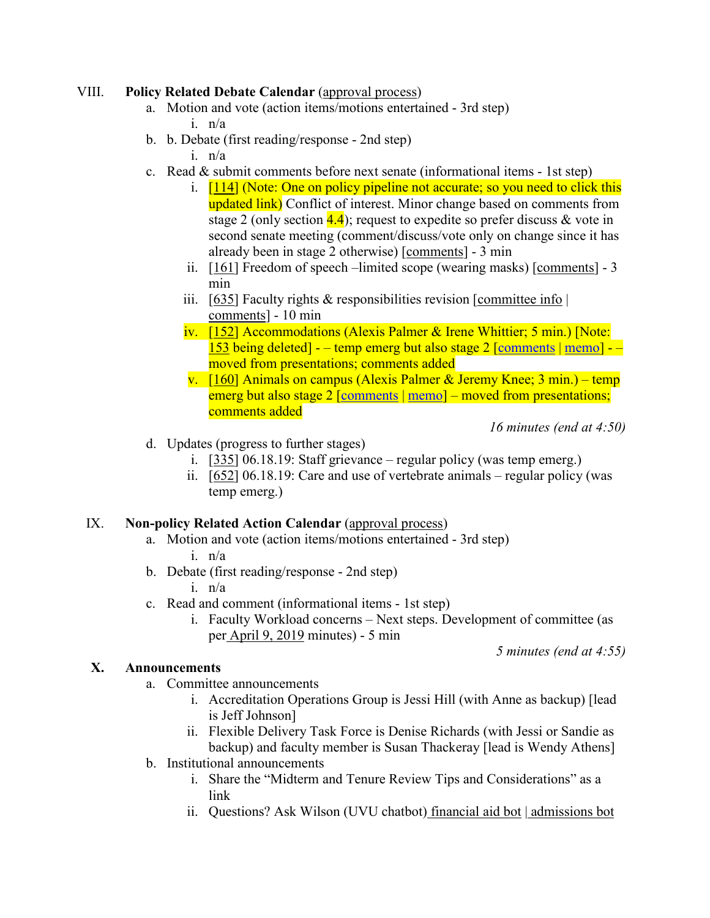VIII. **Policy Related Debate Calendar** (approval process)

a. Motion and vote (action items/motions entertained - 3rd step)
   i. n/a
b. b. Debate (first reading/response - 2nd step)
   i. n/a
c. Read & submit comments before next senate (informational items - 1st step)
   i. [114] (Note: One on policy pipeline not accurate; so you need to click this updated link) Conflict of interest. Minor change based on comments from stage 2 (only section 4.4); request to expedite so prefer discuss & vote in second senate meeting (comment/discuss/vote only on change since it has already been in stage 2 otherwise) [comments] - 3 min
   ii. [161] Freedom of speech –limited scope (wearing masks) [comments] - 3 min
   iii. [635] Faculty rights & responsibilities revision [committee info | comments] - 10 min
   iv. [152] Accommodations (Alexis Palmer & Irene Whittier; 5 min.) [Note: 153 being deleted] - – temp emerg but also stage 2 [comments | memo] - – moved from presentations; comments added
   v. [160] Animals on campus (Alexis Palmer & Jeremy Knee; 3 min.) – temp emerg but also stage 2 [comments | memo] – moved from presentations; comments added

*16 minutes (end at 4:50)*

d. Updates (progress to further stages)
   i. [335] 06.18.19: Staff grievance – regular policy (was temp emerg.)
   ii. [652] 06.18.19: Care and use of vertebrate animals – regular policy (was temp emerg.)

IX. **Non-policy Related Action Calendar** (approval process)

a. Motion and vote (action items/motions entertained - 3rd step)
   i. n/a
b. Debate (first reading/response - 2nd step)
   i. n/a
c. Read and comment (informational items - 1st step)
   i. Faculty Workload concerns – Next steps. Development of committee (as per April 9, 2019 minutes) - 5 min

*5 minutes (end at 4:55)*

**X. Announcements**

a. Committee announcements
   i. Accreditation Operations Group is Jessi Hill (with Anne as backup) [lead is Jeff Johnson]
   ii. Flexible Delivery Task Force is Denise Richards (with Jessi or Sandie as backup) and faculty member is Susan Thackeray [lead is Wendy Athens]
b. Institutional announcements
   i. Share the "Midterm and Tenure Review Tips and Considerations" as a link
   ii. Questions? Ask Wilson (UVU chatbot) financial aid bot | admissions bot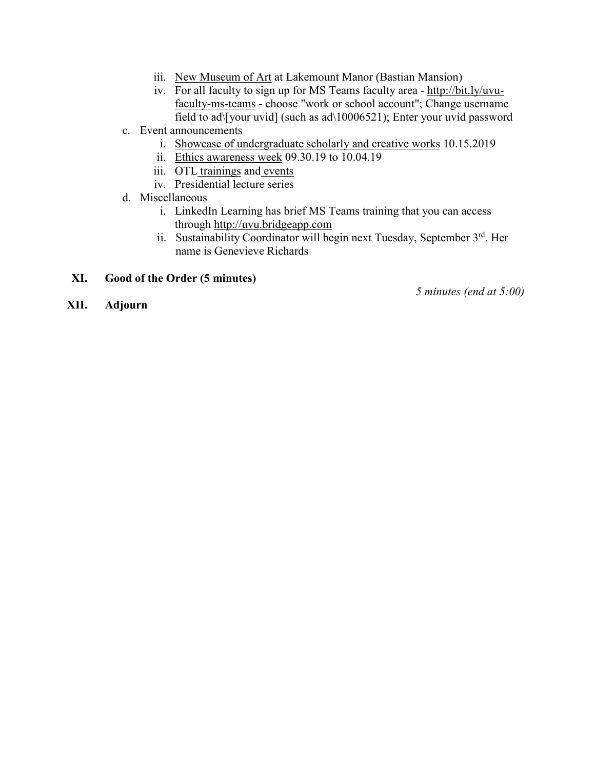iii. New Museum of Art at Lakemount Manor (Bastian Mansion)
   iv. For all faculty to sign up for MS Teams faculty area - http://bit.ly/uvu-faculty-ms-teams - choose "work or school account"; Change username field to ad\[your uvid] (such as ad\10006521); Enter your uvid password

c. Event announcements
   i. Showcase of undergraduate scholarly and creative works 10.15.2019
   ii. Ethics awareness week 09.30.19 to 10.04.19
   iii. OTL trainings and events
   iv. Presidential lecture series

d. Miscellaneous
   i. LinkedIn Learning has brief MS Teams training that you can access through http://uvu.bridgeapp.com
   ii. Sustainability Coordinator will begin next Tuesday, September 3rd. Her name is Genevieve Richards

**XI. Good of the Order (5 minutes)**

*5 minutes (end at 5:00)*

**XII. Adjourn**